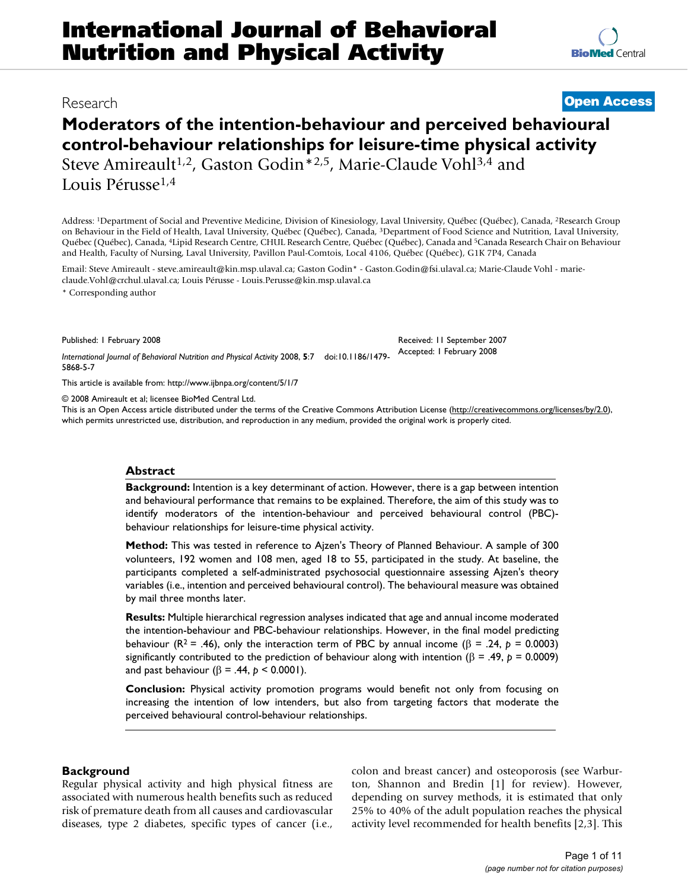Research

**Open Access**

# Moderators of the intention-behaviour and perceived behavioural control-behaviour relationships for leisure-time physical activity

Steve Amireault[1,2], Gaston Godin*[2,5], Marie-Claude Vohl[3,4] and Louis Pérusse[1,4]

Address: [1]Department of Social and Preventive Medicine, Division of Kinesiology, Laval University, Québec (Québec), Canada, [2]Research Group on Behaviour in the Field of Health, Laval University, Québec (Québec), Canada, [3]Department of Food Science and Nutrition, Laval University, Québec (Québec), Canada, [4]Lipid Research Centre, CHUL Research Centre, Québec (Québec), Canada and [5]Canada Research Chair on Behaviour and Health, Faculty of Nursing, Laval University, Pavillon Paul-Comtois, Local 4106, Québec (Québec), G1K 7P4, Canada

Email: Steve Amireault - steve.amireault@kin.msp.ulaval.ca; Gaston Godin* - Gaston.Godin@fsi.ulaval.ca; Marie-Claude Vohl - marie-claude.Vohl@crchul.ulaval.ca; Louis Pérusse - Louis.Perusse@kin.msp.ulaval.ca

\* Corresponding author

Published: 1 February 2008

*International Journal of Behavioral Nutrition and Physical Activity* 2008, **5**:7 doi:10.1186/1479-5868-5-7

Received: 11 September 2007
Accepted: 1 February 2008

This article is available from: http://www.ijbnpa.org/content/5/1/7

© 2008 Amireault et al; licensee BioMed Central Ltd.
This is an Open Access article distributed under the terms of the Creative Commons Attribution License (http://creativecommons.org/licenses/by/2.0), which permits unrestricted use, distribution, and reproduction in any medium, provided the original work is properly cited.

## Abstract

**Background:** Intention is a key determinant of action. However, there is a gap between intention and behavioural performance that remains to be explained. Therefore, the aim of this study was to identify moderators of the intention-behaviour and perceived behavioural control (PBC)-behaviour relationships for leisure-time physical activity.

**Method:** This was tested in reference to Ajzen's Theory of Planned Behaviour. A sample of 300 volunteers, 192 women and 108 men, aged 18 to 55, participated in the study. At baseline, the participants completed a self-administrated psychosocial questionnaire assessing Ajzen's theory variables (i.e., intention and perceived behavioural control). The behavioural measure was obtained by mail three months later.

**Results:** Multiple hierarchical regression analyses indicated that age and annual income moderated the intention-behaviour and PBC-behaviour relationships. However, in the final model predicting behaviour ($R^2$ = .46), only the interaction term of PBC by annual income ($\beta$ = .24, $p$ = 0.0003) significantly contributed to the prediction of behaviour along with intention ($\beta$ = .49, $p$ = 0.0009) and past behaviour ($\beta$ = .44, $p$ < 0.0001).

**Conclusion:** Physical activity promotion programs would benefit not only from focusing on increasing the intention of low intenders, but also from targeting factors that moderate the perceived behavioural control-behaviour relationships.

## Background

Regular physical activity and high physical fitness are associated with numerous health benefits such as reduced risk of premature death from all causes and cardiovascular diseases, type 2 diabetes, specific types of cancer (i.e., colon and breast cancer) and osteoporosis (see Warburton, Shannon and Bredin [1] for review). However, depending on survey methods, it is estimated that only 25% to 40% of the adult population reaches the physical activity level recommended for health benefits [2,3]. This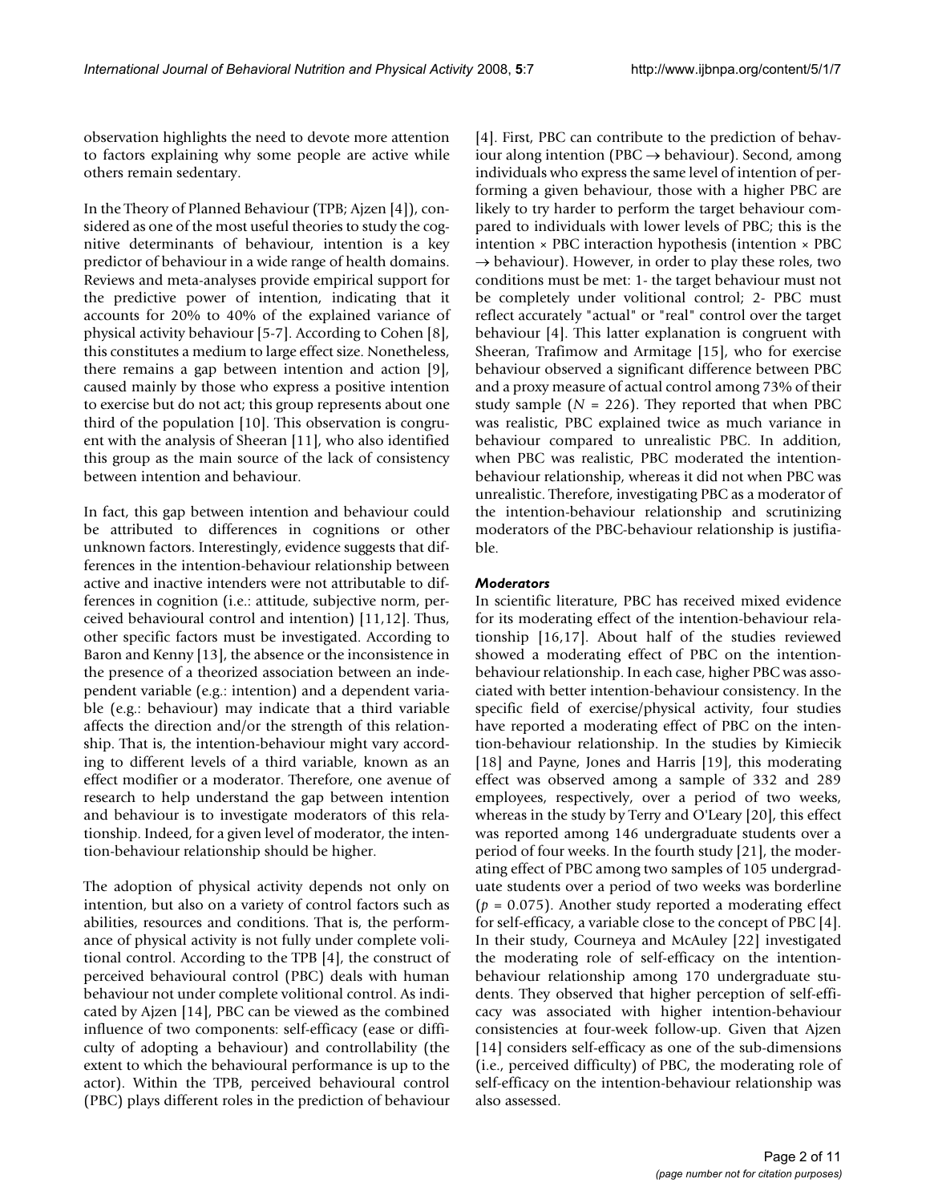observation highlights the need to devote more attention to factors explaining why some people are active while others remain sedentary.

In the Theory of Planned Behaviour (TPB; Ajzen [4]), considered as one of the most useful theories to study the cognitive determinants of behaviour, intention is a key predictor of behaviour in a wide range of health domains. Reviews and meta-analyses provide empirical support for the predictive power of intention, indicating that it accounts for 20% to 40% of the explained variance of physical activity behaviour [5-7]. According to Cohen [8], this constitutes a medium to large effect size. Nonetheless, there remains a gap between intention and action [9], caused mainly by those who express a positive intention to exercise but do not act; this group represents about one third of the population [10]. This observation is congruent with the analysis of Sheeran [11], who also identified this group as the main source of the lack of consistency between intention and behaviour.

In fact, this gap between intention and behaviour could be attributed to differences in cognitions or other unknown factors. Interestingly, evidence suggests that differences in the intention-behaviour relationship between active and inactive intenders were not attributable to differences in cognition (i.e.: attitude, subjective norm, perceived behavioural control and intention) [11,12]. Thus, other specific factors must be investigated. According to Baron and Kenny [13], the absence or the inconsistence in the presence of a theorized association between an independent variable (e.g.: intention) and a dependent variable (e.g.: behaviour) may indicate that a third variable affects the direction and/or the strength of this relationship. That is, the intention-behaviour might vary according to different levels of a third variable, known as an effect modifier or a moderator. Therefore, one avenue of research to help understand the gap between intention and behaviour is to investigate moderators of this relationship. Indeed, for a given level of moderator, the intention-behaviour relationship should be higher.

The adoption of physical activity depends not only on intention, but also on a variety of control factors such as abilities, resources and conditions. That is, the performance of physical activity is not fully under complete volitional control. According to the TPB [4], the construct of perceived behavioural control (PBC) deals with human behaviour not under complete volitional control. As indicated by Ajzen [14], PBC can be viewed as the combined influence of two components: self-efficacy (ease or difficulty of adopting a behaviour) and controllability (the extent to which the behavioural performance is up to the actor). Within the TPB, perceived behavioural control (PBC) plays different roles in the prediction of behaviour [4]. First, PBC can contribute to the prediction of behaviour along intention (PBC $\rightarrow$ behaviour). Second, among individuals who express the same level of intention of performing a given behaviour, those with a higher PBC are likely to try harder to perform the target behaviour compared to individuals with lower levels of PBC; this is the intention × PBC interaction hypothesis (intention × PBC $\rightarrow$ behaviour). However, in order to play these roles, two conditions must be met: 1- the target behaviour must not be completely under volitional control; 2- PBC must reflect accurately "actual" or "real" control over the target behaviour [4]. This latter explanation is congruent with Sheeran, Trafimow and Armitage [15], who for exercise behaviour observed a significant difference between PBC and a proxy measure of actual control among 73% of their study sample ($N$ = 226). They reported that when PBC was realistic, PBC explained twice as much variance in behaviour compared to unrealistic PBC. In addition, when PBC was realistic, PBC moderated the intention-behaviour relationship, whereas it did not when PBC was unrealistic. Therefore, investigating PBC as a moderator of the intention-behaviour relationship and scrutinizing moderators of the PBC-behaviour relationship is justifiable.

### *Moderators*

In scientific literature, PBC has received mixed evidence for its moderating effect of the intention-behaviour relationship [16,17]. About half of the studies reviewed showed a moderating effect of PBC on the intention-behaviour relationship. In each case, higher PBC was associated with better intention-behaviour consistency. In the specific field of exercise/physical activity, four studies have reported a moderating effect of PBC on the intention-behaviour relationship. In the studies by Kimiecik [18] and Payne, Jones and Harris [19], this moderating effect was observed among a sample of 332 and 289 employees, respectively, over a period of two weeks, whereas in the study by Terry and O'Leary [20], this effect was reported among 146 undergraduate students over a period of four weeks. In the fourth study [21], the moderating effect of PBC among two samples of 105 undergraduate students over a period of two weeks was borderline ($p$ = 0.075). Another study reported a moderating effect for self-efficacy, a variable close to the concept of PBC [4]. In their study, Courneya and McAuley [22] investigated the moderating role of self-efficacy on the intention-behaviour relationship among 170 undergraduate students. They observed that higher perception of self-efficacy was associated with higher intention-behaviour consistencies at four-week follow-up. Given that Ajzen [14] considers self-efficacy as one of the sub-dimensions (i.e., perceived difficulty) of PBC, the moderating role of self-efficacy on the intention-behaviour relationship was also assessed.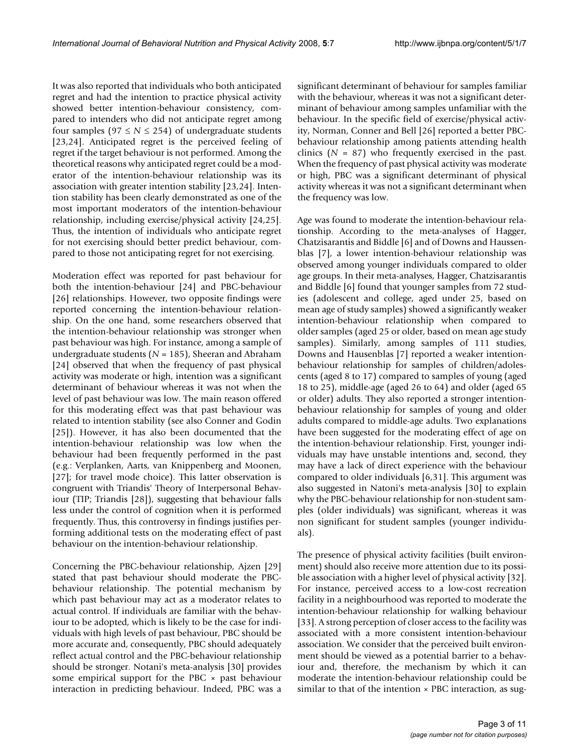It was also reported that individuals who both anticipated regret and had the intention to practice physical activity showed better intention-behaviour consistency, compared to intenders who did not anticipate regret among four samples ($97 \leq N \leq 254$) of undergraduate students [23,24]. Anticipated regret is the perceived feeling of regret if the target behaviour is not performed. Among the theoretical reasons why anticipated regret could be a moderator of the intention-behaviour relationship was its association with greater intention stability [23,24]. Intention stability has been clearly demonstrated as one of the most important moderators of the intention-behaviour relationship, including exercise/physical activity [24,25]. Thus, the intention of individuals who anticipate regret for not exercising should better predict behaviour, compared to those not anticipating regret for not exercising.

Moderation effect was reported for past behaviour for both the intention-behaviour [24] and PBC-behaviour [26] relationships. However, two opposite findings were reported concerning the intention-behaviour relationship. On the one hand, some researchers observed that the intention-behaviour relationship was stronger when past behaviour was high. For instance, among a sample of undergraduate students ($N = 185$), Sheeran and Abraham [24] observed that when the frequency of past physical activity was moderate or high, intention was a significant determinant of behaviour whereas it was not when the level of past behaviour was low. The main reason offered for this moderating effect was that past behaviour was related to intention stability (see also Conner and Godin [25]). However, it has also been documented that the intention-behaviour relationship was low when the behaviour had been frequently performed in the past (e.g.: Verplanken, Aarts, van Knippenberg and Moonen, [27]; for travel mode choice). This latter observation is congruent with Triandis' Theory of Interpersonal Behaviour (TIP; Triandis [28]), suggesting that behaviour falls less under the control of cognition when it is performed frequently. Thus, this controversy in findings justifies performing additional tests on the moderating effect of past behaviour on the intention-behaviour relationship.

Concerning the PBC-behaviour relationship, Ajzen [29] stated that past behaviour should moderate the PBC-behaviour relationship. The potential mechanism by which past behaviour may act as a moderator relates to actual control. If individuals are familiar with the behaviour to be adopted, which is likely to be the case for individuals with high levels of past behaviour, PBC should be more accurate and, consequently, PBC should adequately reflect actual control and the PBC-behaviour relationship should be stronger. Notani's meta-analysis [30] provides some empirical support for the PBC × past behaviour interaction in predicting behaviour. Indeed, PBC was a significant determinant of behaviour for samples familiar with the behaviour, whereas it was not a significant determinant of behaviour among samples unfamiliar with the behaviour. In the specific field of exercise/physical activity, Norman, Conner and Bell [26] reported a better PBC-behaviour relationship among patients attending health clinics ($N = 87$) who frequently exercised in the past. When the frequency of past physical activity was moderate or high, PBC was a significant determinant of physical activity whereas it was not a significant determinant when the frequency was low.

Age was found to moderate the intention-behaviour relationship. According to the meta-analyses of Hagger, Chatzisarantis and Biddle [6] and of Downs and Hausenblas [7], a lower intention-behaviour relationship was observed among younger individuals compared to older age groups. In their meta-analyses, Hagger, Chatzisarantis and Biddle [6] found that younger samples from 72 studies (adolescent and college, aged under 25, based on mean age of study samples) showed a significantly weaker intention-behaviour relationship when compared to older samples (aged 25 or older, based on mean age study samples). Similarly, among samples of 111 studies, Downs and Hausenblas [7] reported a weaker intention-behaviour relationship for samples of children/adolescents (aged 8 to 17) compared to samples of young (aged 18 to 25), middle-age (aged 26 to 64) and older (aged 65 or older) adults. They also reported a stronger intention-behaviour relationship for samples of young and older adults compared to middle-age adults. Two explanations have been suggested for the moderating effect of age on the intention-behaviour relationship. First, younger individuals may have unstable intentions and, second, they may have a lack of direct experience with the behaviour compared to older individuals [6,31]. This argument was also suggested in Natoni's meta-analysis [30] to explain why the PBC-behaviour relationship for non-student samples (older individuals) was significant, whereas it was non significant for student samples (younger individuals).

The presence of physical activity facilities (built environment) should also receive more attention due to its possible association with a higher level of physical activity [32]. For instance, perceived access to a low-cost recreation facility in a neighbourhood was reported to moderate the intention-behaviour relationship for walking behaviour [33]. A strong perception of closer access to the facility was associated with a more consistent intention-behaviour association. We consider that the perceived built environment should be viewed as a potential barrier to a behaviour and, therefore, the mechanism by which it can moderate the intention-behaviour relationship could be similar to that of the intention × PBC interaction, as sug-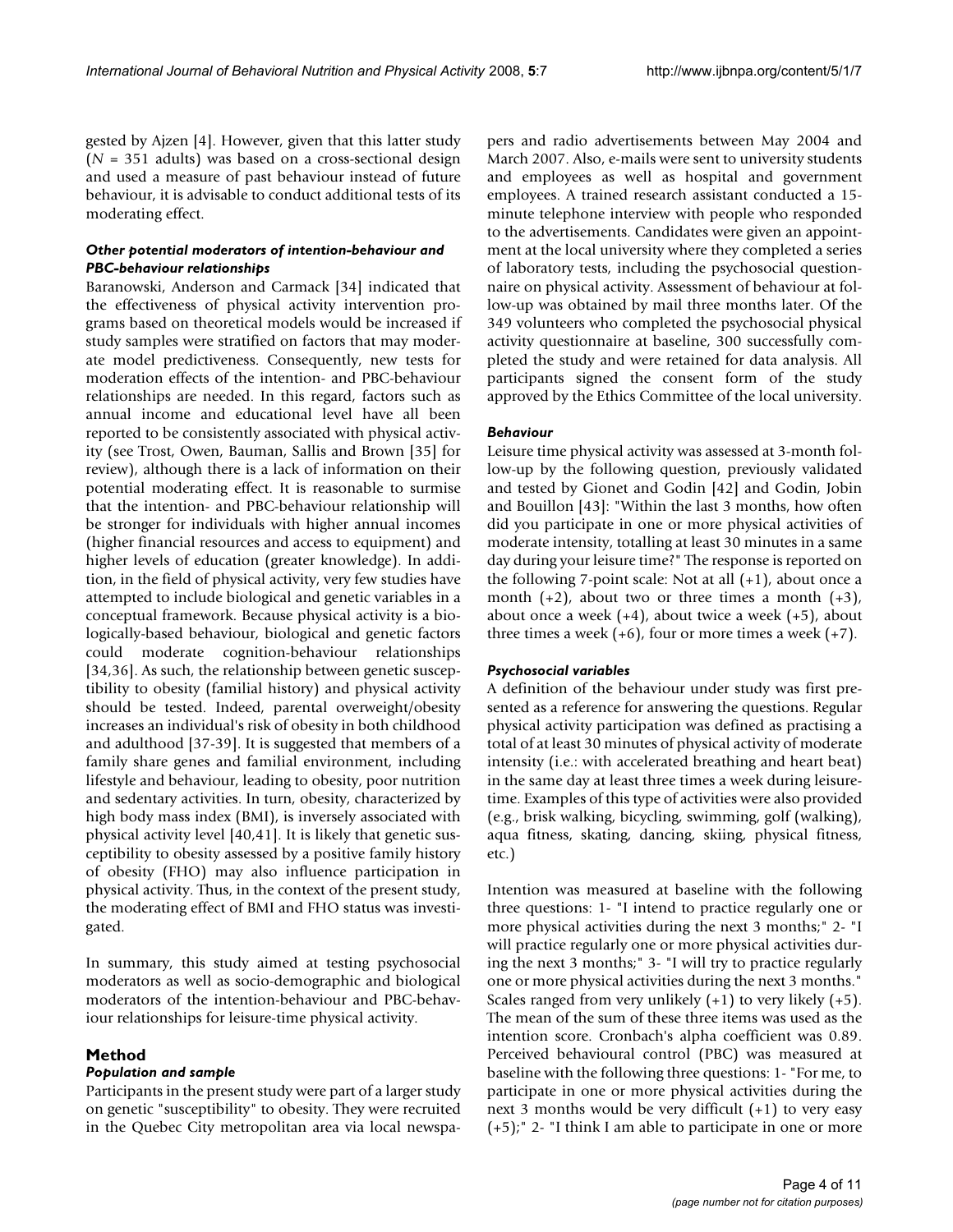gested by Ajzen [4]. However, given that this latter study ($N$ = 351 adults) was based on a cross-sectional design and used a measure of past behaviour instead of future behaviour, it is advisable to conduct additional tests of its moderating effect.

### *Other potential moderators of intention-behaviour and PBC-behaviour relationships*

Baranowski, Anderson and Carmack [34] indicated that the effectiveness of physical activity intervention programs based on theoretical models would be increased if study samples were stratified on factors that may moderate model predictiveness. Consequently, new tests for moderation effects of the intention- and PBC-behaviour relationships are needed. In this regard, factors such as annual income and educational level have all been reported to be consistently associated with physical activity (see Trost, Owen, Bauman, Sallis and Brown [35] for review), although there is a lack of information on their potential moderating effect. It is reasonable to surmise that the intention- and PBC-behaviour relationship will be stronger for individuals with higher annual incomes (higher financial resources and access to equipment) and higher levels of education (greater knowledge). In addition, in the field of physical activity, very few studies have attempted to include biological and genetic variables in a conceptual framework. Because physical activity is a biologically-based behaviour, biological and genetic factors could moderate cognition-behaviour relationships [34,36]. As such, the relationship between genetic susceptibility to obesity (familial history) and physical activity should be tested. Indeed, parental overweight/obesity increases an individual's risk of obesity in both childhood and adulthood [37-39]. It is suggested that members of a family share genes and familial environment, including lifestyle and behaviour, leading to obesity, poor nutrition and sedentary activities. In turn, obesity, characterized by high body mass index (BMI), is inversely associated with physical activity level [40,41]. It is likely that genetic susceptibility to obesity assessed by a positive family history of obesity (FHO) may also influence participation in physical activity. Thus, in the context of the present study, the moderating effect of BMI and FHO status was investigated.

In summary, this study aimed at testing psychosocial moderators as well as socio-demographic and biological moderators of the intention-behaviour and PBC-behaviour relationships for leisure-time physical activity.

## Method

### *Population and sample*

Participants in the present study were part of a larger study on genetic "susceptibility" to obesity. They were recruited in the Quebec City metropolitan area via local newspapers and radio advertisements between May 2004 and March 2007. Also, e-mails were sent to university students and employees as well as hospital and government employees. A trained research assistant conducted a 15-minute telephone interview with people who responded to the advertisements. Candidates were given an appointment at the local university where they completed a series of laboratory tests, including the psychosocial questionnaire on physical activity. Assessment of behaviour at follow-up was obtained by mail three months later. Of the 349 volunteers who completed the psychosocial physical activity questionnaire at baseline, 300 successfully completed the study and were retained for data analysis. All participants signed the consent form of the study approved by the Ethics Committee of the local university.

### *Behaviour*

Leisure time physical activity was assessed at 3-month follow-up by the following question, previously validated and tested by Gionet and Godin [42] and Godin, Jobin and Bouillon [43]: "Within the last 3 months, how often did you participate in one or more physical activities of moderate intensity, totalling at least 30 minutes in a same day during your leisure time?" The response is reported on the following 7-point scale: Not at all (+1), about once a month (+2), about two or three times a month (+3), about once a week (+4), about twice a week (+5), about three times a week (+6), four or more times a week (+7).

### *Psychosocial variables*

A definition of the behaviour under study was first presented as a reference for answering the questions. Regular physical activity participation was defined as practising a total of at least 30 minutes of physical activity of moderate intensity (i.e.: with accelerated breathing and heart beat) in the same day at least three times a week during leisure-time. Examples of this type of activities were also provided (e.g., brisk walking, bicycling, swimming, golf (walking), aqua fitness, skating, dancing, skiing, physical fitness, etc.)

Intention was measured at baseline with the following three questions: 1- "I intend to practice regularly one or more physical activities during the next 3 months;" 2- "I will practice regularly one or more physical activities during the next 3 months;" 3- "I will try to practice regularly one or more physical activities during the next 3 months." Scales ranged from very unlikely (+1) to very likely (+5). The mean of the sum of these three items was used as the intention score. Cronbach's alpha coefficient was 0.89. Perceived behavioural control (PBC) was measured at baseline with the following three questions: 1- "For me, to participate in one or more physical activities during the next 3 months would be very difficult (+1) to very easy (+5);" 2- "I think I am able to participate in one or more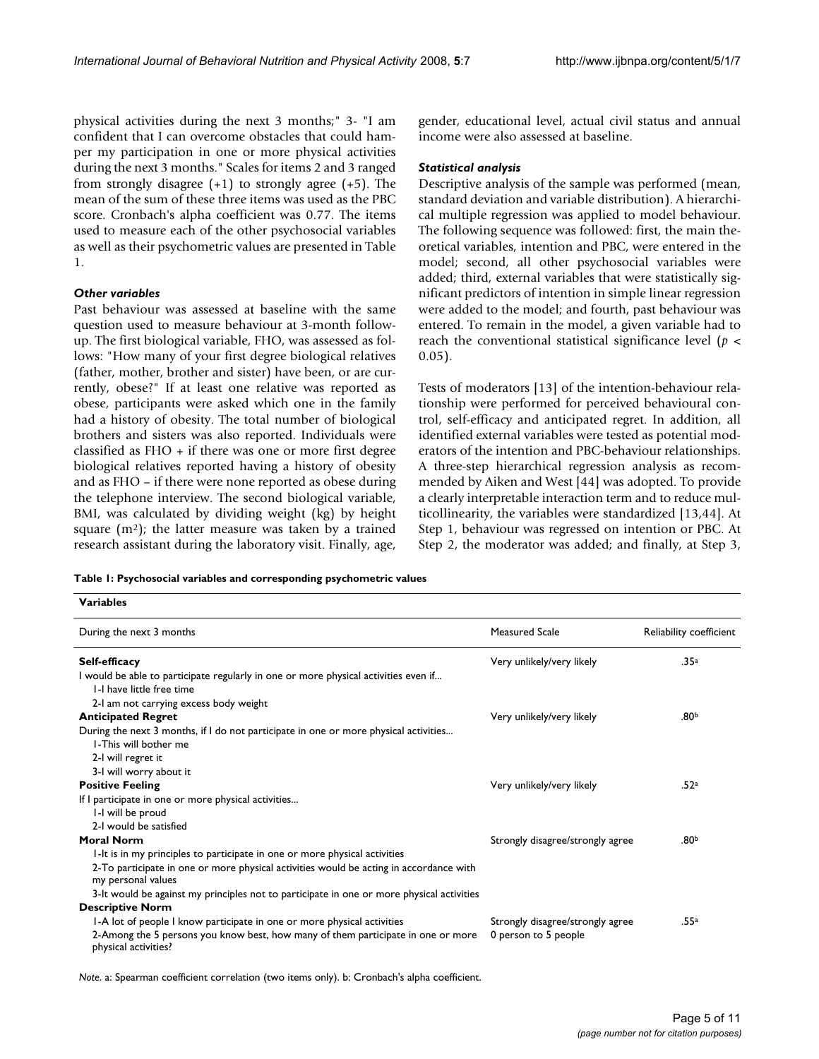physical activities during the next 3 months;" 3- "I am confident that I can overcome obstacles that could hamper my participation in one or more physical activities during the next 3 months." Scales for items 2 and 3 ranged from strongly disagree (+1) to strongly agree (+5). The mean of the sum of these three items was used as the PBC score. Cronbach's alpha coefficient was 0.77. The items used to measure each of the other psychosocial variables as well as their psychometric values are presented in Table 1.

### *Other variables*

Past behaviour was assessed at baseline with the same question used to measure behaviour at 3-month follow-up. The first biological variable, FHO, was assessed as follows: "How many of your first degree biological relatives (father, mother, brother and sister) have been, or are currently, obese?" If at least one relative was reported as obese, participants were asked which one in the family had a history of obesity. The total number of biological brothers and sisters was also reported. Individuals were classified as FHO + if there was one or more first degree biological relatives reported having a history of obesity and as FHO – if there were none reported as obese during the telephone interview. The second biological variable, BMI, was calculated by dividing weight (kg) by height square ($m^2$); the latter measure was taken by a trained research assistant during the laboratory visit. Finally, age, gender, educational level, actual civil status and annual income were also assessed at baseline.

### *Statistical analysis*

Descriptive analysis of the sample was performed (mean, standard deviation and variable distribution). A hierarchical multiple regression was applied to model behaviour. The following sequence was followed: first, the main theoretical variables, intention and PBC, were entered in the model; second, all other psychosocial variables were added; third, external variables that were statistically significant predictors of intention in simple linear regression were added to the model; and fourth, past behaviour was entered. To remain in the model, a given variable had to reach the conventional statistical significance level ($p < 0.05$).

Tests of moderators [13] of the intention-behaviour relationship were performed for perceived behavioural control, self-efficacy and anticipated regret. In addition, all identified external variables were tested as potential moderators of the intention and PBC-behaviour relationships. A three-step hierarchical regression analysis as recommended by Aiken and West [44] was adopted. To provide a clearly interpretable interaction term and to reduce multicollinearity, the variables were standardized [13,44]. At Step 1, behaviour was regressed on intention or PBC. At Step 2, the moderator was added; and finally, at Step 3,

**Table 1: Psychosocial variables and corresponding psychometric values**

| **Variables** | | |
|---|---|---|
| During the next 3 months | Measured Scale | Reliability coefficient |
| **Self-efficacy** | Very unlikely/very likely | .35[a] |
| I would be able to participate regularly in one or more physical activities even if... | | |
| 1-I have little free time | | |
| 2-I am not carrying excess body weight | | |
| **Anticipated Regret** | Very unlikely/very likely | .80[b] |
| During the next 3 months, if I do not participate in one or more physical activities... | | |
| 1-This will bother me | | |
| 2-I will regret it | | |
| 3-I will worry about it | | |
| **Positive Feeling** | Very unlikely/very likely | .52[a] |
| If I participate in one or more physical activities... | | |
| 1-I will be proud | | |
| 2-I would be satisfied | | |
| **Moral Norm** | Strongly disagree/strongly agree | .80[b] |
| 1-It is in my principles to participate in one or more physical activities | | |
| 2-To participate in one or more physical activities would be acting in accordance with my personal values | | |
| 3-It would be against my principles not to participate in one or more physical activities | | |
| **Descriptive Norm** | | |
| 1-A lot of people I know participate in one or more physical activities | Strongly disagree/strongly agree | .55[a] |
| 2-Among the 5 persons you know best, how many of them participate in one or more physical activities? | 0 person to 5 people | |

*Note*. a: Spearman coefficient correlation (two items only). b: Cronbach's alpha coefficient.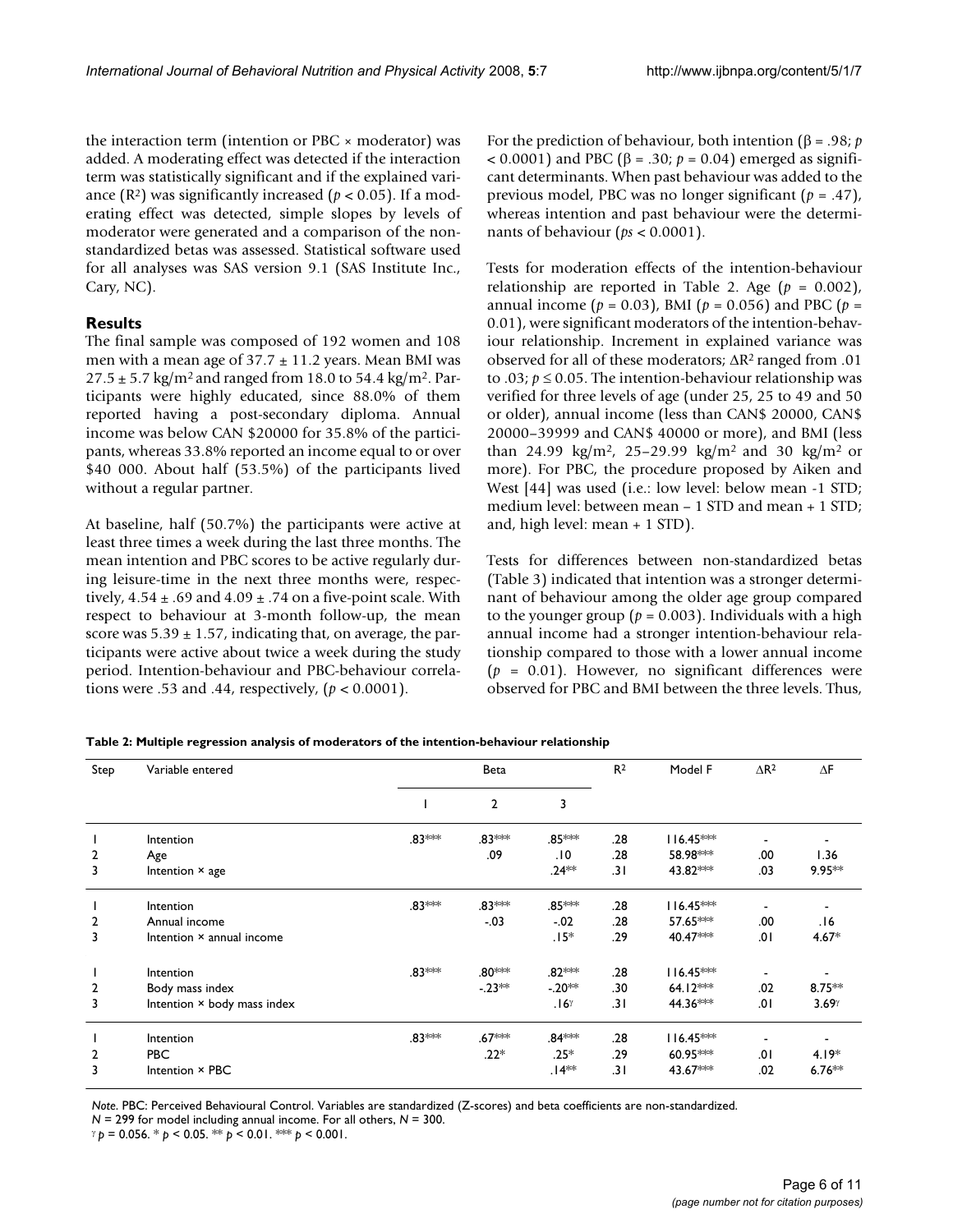the interaction term (intention or PBC × moderator) was added. A moderating effect was detected if the interaction term was statistically significant and if the explained variance ($R^2$) was significantly increased ($p < 0.05$). If a moderating effect was detected, simple slopes by levels of moderator were generated and a comparison of the non-standardized betas was assessed. Statistical software used for all analyses was SAS version 9.1 (SAS Institute Inc., Cary, NC).

## Results

The final sample was composed of 192 women and 108 men with a mean age of 37.7 ± 11.2 years. Mean BMI was 27.5 ± 5.7 kg/m$^2$ and ranged from 18.0 to 54.4 kg/m$^2$. Participants were highly educated, since 88.0% of them reported having a post-secondary diploma. Annual income was below CAN $20000 for 35.8% of the participants, whereas 33.8% reported an income equal to or over $40 000. About half (53.5%) of the participants lived without a regular partner.

At baseline, half (50.7%) the participants were active at least three times a week during the last three months. The mean intention and PBC scores to be active regularly during leisure-time in the next three months were, respectively, 4.54 ± .69 and 4.09 ± .74 on a five-point scale. With respect to behaviour at 3-month follow-up, the mean score was 5.39 ± 1.57, indicating that, on average, the participants were active about twice a week during the study period. Intention-behaviour and PBC-behaviour correlations were .53 and .44, respectively, ($p < 0.0001$).

For the prediction of behaviour, both intention ($\beta = .98$; $p < 0.0001$) and PBC ($\beta = .30$; $p = 0.04$) emerged as significant determinants. When past behaviour was added to the previous model, PBC was no longer significant ($p = .47$), whereas intention and past behaviour were the determinants of behaviour ($ps < 0.0001$).

Tests for moderation effects of the intention-behaviour relationship are reported in Table 2. Age ($p = 0.002$), annual income ($p = 0.03$), BMI ($p = 0.056$) and PBC ($p = 0.01$), were significant moderators of the intention-behaviour relationship. Increment in explained variance was observed for all of these moderators; $\Delta R^2$ ranged from .01 to .03; $p \leq 0.05$. The intention-behaviour relationship was verified for three levels of age (under 25, 25 to 49 and 50 or older), annual income (less than CAN$ 20000, CAN$ 20000–39999 and CAN$ 40000 or more), and BMI (less than 24.99 kg/m$^2$, 25–29.99 kg/m$^2$ and 30 kg/m$^2$ or more). For PBC, the procedure proposed by Aiken and West [44] was used (i.e.: low level: below mean -1 STD; medium level: between mean – 1 STD and mean + 1 STD; and, high level: mean + 1 STD).

Tests for differences between non-standardized betas (Table 3) indicated that intention was a stronger determinant of behaviour among the older age group compared to the younger group ($p = 0.003$). Individuals with a high annual income had a stronger intention-behaviour relationship compared to those with a lower annual income ($p = 0.01$). However, no significant differences were observed for PBC and BMI between the three levels. Thus,

**Table 2: Multiple regression analysis of moderators of the intention-behaviour relationship**

| Step | Variable entered | Beta | | | $R^2$ | Model F | $\Delta R^2$ | $\Delta F$ |
|---|---|---|---|---|---|---|---|---|
| | | 1 | 2 | 3 | | | | |
| 1 | Intention | .83*** | .83*** | .85*** | .28 | 116.45*** | - | - |
| 2 | Age | | .09 | .10 | .28 | 58.98*** | .00 | 1.36 |
| 3 | Intention × age | | | .24** | .31 | 43.82*** | .03 | 9.95** |
| 1 | Intention | .83*** | .83*** | .85*** | .28 | 116.45*** | - | - |
| 2 | Annual income | | -.03 | -.02 | .28 | 57.65*** | .00 | .16 |
| 3 | Intention × annual income | | | .15* | .29 | 40.47*** | .01 | 4.67* |
| 1 | Intention | .83*** | .80*** | .82*** | .28 | 116.45*** | - | - |
| 2 | Body mass index | | -.23** | -.20** | .30 | 64.12*** | .02 | 8.75** |
| 3 | Intention × body mass index | | | .16γ | .31 | 44.36*** | .01 | 3.69γ |
| 1 | Intention | .83*** | .67*** | .84*** | .28 | 116.45*** | - | - |
| 2 | PBC | | .22* | .25* | .29 | 60.95*** | .01 | 4.19* |
| 3 | Intention × PBC | | | .14** | .31 | 43.67*** | .02 | 6.76** |

*Note*. PBC: Perceived Behavioural Control. Variables are standardized (Z-scores) and beta coefficients are non-standardized.
$N = 299$ for model including annual income. For all others, $N = 300$.
γ $p = 0.056$. * $p < 0.05$. ** $p < 0.01$. *** $p < 0.001$.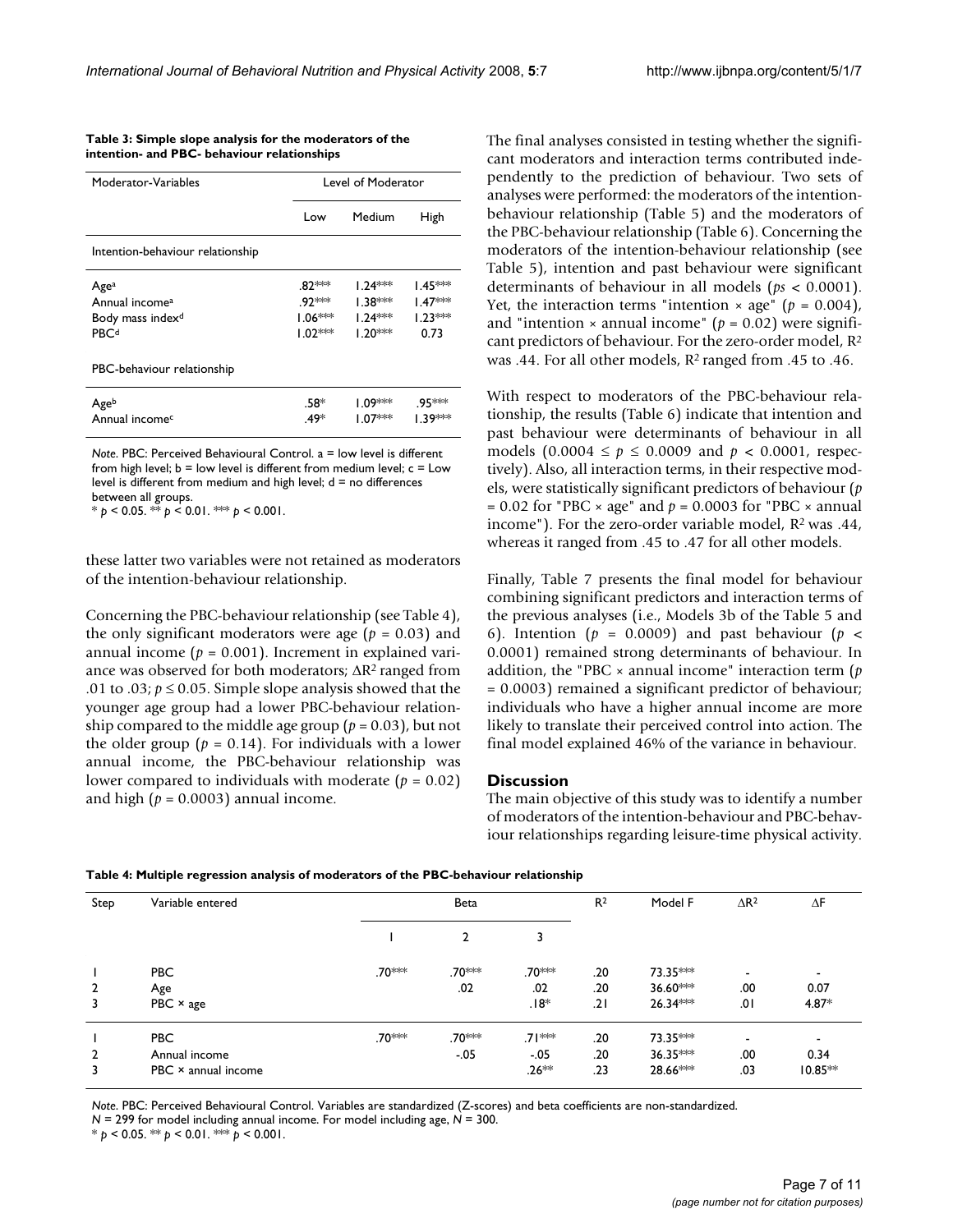**Table 3: Simple slope analysis for the moderators of the intention- and PBC- behaviour relationships**

| Moderator-Variables | Level of Moderator | | |
|---|---|---|---|
| | Low | Medium | High |
| *Intention-behaviour relationship* | | | |
| Age[a] | .82*** | 1.24*** | 1.45*** |
| Annual income[a] | .92*** | 1.38*** | 1.47*** |
| Body mass index[d] | 1.06*** | 1.24*** | 1.23*** |
| PBC[d] | 1.02*** | 1.20*** | 0.73 |
| *PBC-behaviour relationship* | | | |
| Age[b] | .58* | 1.09*** | .95*** |
| Annual income[c] | .49* | 1.07*** | 1.39*** |

*Note*. PBC: Perceived Behavioural Control. a = low level is different from high level; b = low level is different from medium level; c = Low level is different from medium and high level; d = no differences between all groups.
* $p < 0.05$. ** $p < 0.01$. *** $p < 0.001$.

these latter two variables were not retained as moderators of the intention-behaviour relationship.

Concerning the PBC-behaviour relationship (see Table 4), the only significant moderators were age ($p = 0.03$) and annual income ($p = 0.001$). Increment in explained variance was observed for both moderators; $\Delta R^2$ ranged from .01 to .03; $p \leq 0.05$. Simple slope analysis showed that the younger age group had a lower PBC-behaviour relationship compared to the middle age group ($p = 0.03$), but not the older group ($p = 0.14$). For individuals with a lower annual income, the PBC-behaviour relationship was lower compared to individuals with moderate ($p = 0.02$) and high ($p = 0.0003$) annual income.

The final analyses consisted in testing whether the significant moderators and interaction terms contributed independently to the prediction of behaviour. Two sets of analyses were performed: the moderators of the intention-behaviour relationship (Table 5) and the moderators of the PBC-behaviour relationship (Table 6). Concerning the moderators of the intention-behaviour relationship (see Table 5), intention and past behaviour were significant determinants of behaviour in all models (*ps* < 0.0001). Yet, the interaction terms "intention × age" ($p = 0.004$), and "intention × annual income" ($p = 0.02$) were significant predictors of behaviour. For the zero-order model, $R^2$ was .44. For all other models, $R^2$ ranged from .45 to .46.

With respect to moderators of the PBC-behaviour relationship, the results (Table 6) indicate that intention and past behaviour were determinants of behaviour in all models ($0.0004 \leq p \leq 0.0009$ and $p < 0.0001$, respectively). Also, all interaction terms, in their respective models, were statistically significant predictors of behaviour ($p = 0.02$ for "PBC × age" and $p = 0.0003$ for "PBC × annual income"). For the zero-order variable model, $R^2$ was .44, whereas it ranged from .45 to .47 for all other models.

Finally, Table 7 presents the final model for behaviour combining significant predictors and interaction terms of the previous analyses (i.e., Models 3b of the Table 5 and 6). Intention ($p = 0.0009$) and past behaviour ($p < 0.0001$) remained strong determinants of behaviour. In addition, the "PBC × annual income" interaction term ($p = 0.0003$) remained a significant predictor of behaviour; individuals who have a higher annual income are more likely to translate their perceived control into action. The final model explained 46% of the variance in behaviour.

## Discussion

The main objective of this study was to identify a number of moderators of the intention-behaviour and PBC-behaviour relationships regarding leisure-time physical activity.

**Table 4: Multiple regression analysis of moderators of the PBC-behaviour relationship**

| Step | Variable entered | Beta | | | $R^2$ | Model F | $\Delta R^2$ | $\Delta F$ |
|---|---|---|---|---|---|---|---|---|
| | | 1 | 2 | 3 | | | | |
| 1 | PBC | .70*** | .70*** | .70*** | .20 | 73.35*** | - | - |
| 2 | Age | | .02 | .02 | .20 | 36.60*** | .00 | 0.07 |
| 3 | PBC × age | | | .18* | .21 | 26.34*** | .01 | 4.87* |
| 1 | PBC | .70*** | .70*** | .71*** | .20 | 73.35*** | - | - |
| 2 | Annual income | | -.05 | -.05 | .20 | 36.35*** | .00 | 0.34 |
| 3 | PBC × annual income | | | .26** | .23 | 28.66*** | .03 | 10.85** |

*Note*. PBC: Perceived Behavioural Control. Variables are standardized (Z-scores) and beta coefficients are non-standardized.
*N* = 299 for model including annual income. For model including age, *N* = 300.
* $p < 0.05$. ** $p < 0.01$. *** $p < 0.001$.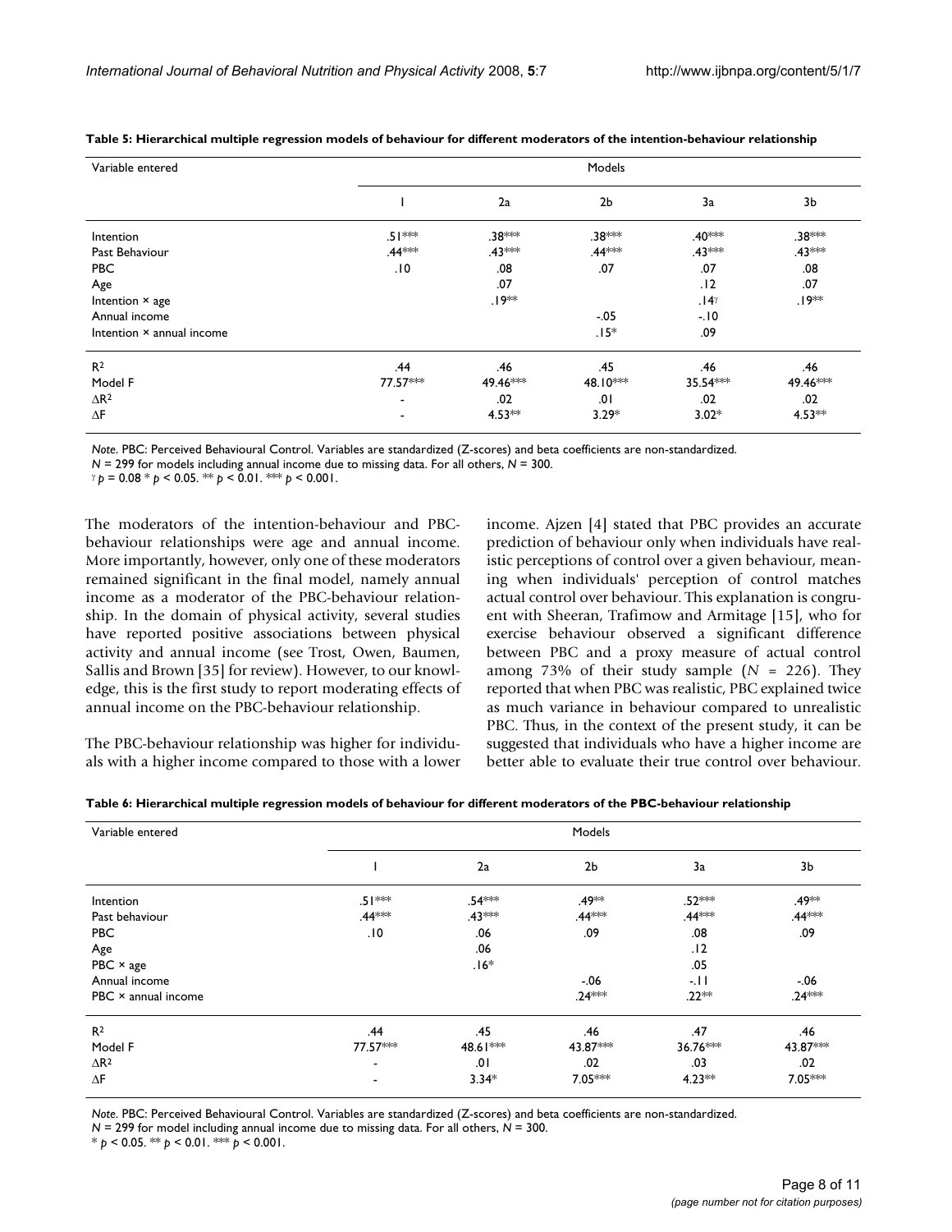**Table 5: Hierarchical multiple regression models of behaviour for different moderators of the intention-behaviour relationship**

| Variable entered | Models | | | | |
|---|---|---|---|---|---|
| | I | 2a | 2b | 3a | 3b |
| Intention | .51*** | .38*** | .38*** | .40*** | .38*** |
| Past Behaviour | .44*** | .43*** | .44*** | .43*** | .43*** |
| PBC | .10 | .08 | .07 | .07 | .08 |
| Age | | .07 | | .12 | .07 |
| Intention × age | | .19** | | .14$^{\gamma}$ | .19** |
| Annual income | | | -.05 | -.10 | |
| Intention × annual income | | | .15* | .09 | |
| $R^2$ | .44 | .46 | .45 | .46 | .46 |
| Model F | 77.57*** | 49.46*** | 48.10*** | 35.54*** | 49.46*** |
| $\Delta R^2$ | - | .02 | .01 | .02 | .02 |
| $\Delta F$ | - | 4.53** | 3.29* | 3.02* | 4.53** |

*Note*. PBC: Perceived Behavioural Control. Variables are standardized (Z-scores) and beta coefficients are non-standardized.
*N* = 299 for models including annual income due to missing data. For all others, *N* = 300.
$^{\gamma}$ $p = 0.08$ * $p < 0.05$. ** $p < 0.01$. *** $p < 0.001$.

The moderators of the intention-behaviour and PBC-behaviour relationships were age and annual income. More importantly, however, only one of these moderators remained significant in the final model, namely annual income as a moderator of the PBC-behaviour relationship. In the domain of physical activity, several studies have reported positive associations between physical activity and annual income (see Trost, Owen, Baumen, Sallis and Brown [35] for review). However, to our knowledge, this is the first study to report moderating effects of annual income on the PBC-behaviour relationship.

The PBC-behaviour relationship was higher for individuals with a higher income compared to those with a lower income. Ajzen [4] stated that PBC provides an accurate prediction of behaviour only when individuals have realistic perceptions of control over a given behaviour, meaning when individuals' perception of control matches actual control over behaviour. This explanation is congruent with Sheeran, Trafimow and Armitage [15], who for exercise behaviour observed a significant difference between PBC and a proxy measure of actual control among 73% of their study sample (*N* = 226). They reported that when PBC was realistic, PBC explained twice as much variance in behaviour compared to unrealistic PBC. Thus, in the context of the present study, it can be suggested that individuals who have a higher income are better able to evaluate their true control over behaviour.

**Table 6: Hierarchical multiple regression models of behaviour for different moderators of the PBC-behaviour relationship**

| Variable entered | Models | | | | |
|---|---|---|---|---|---|
| | I | 2a | 2b | 3a | 3b |
| Intention | .51*** | .54*** | .49** | .52*** | .49** |
| Past behaviour | .44*** | .43*** | .44*** | .44*** | .44*** |
| PBC | .10 | .06 | .09 | .08 | .09 |
| Age | | .06 | | .12 | |
| PBC × age | | .16* | | .05 | |
| Annual income | | | -.06 | -.11 | -.06 |
| PBC × annual income | | | .24*** | .22** | .24*** |
| $R^2$ | .44 | .45 | .46 | .47 | .46 |
| Model F | 77.57*** | 48.61*** | 43.87*** | 36.76*** | 43.87*** |
| $\Delta R^2$ | - | .01 | .02 | .03 | .02 |
| $\Delta F$ | - | 3.34* | 7.05*** | 4.23** | 7.05*** |

*Note*. PBC: Perceived Behavioural Control. Variables are standardized (Z-scores) and beta coefficients are non-standardized.
*N* = 299 for model including annual income due to missing data. For all others, *N* = 300.
* $p < 0.05$. ** $p < 0.01$. *** $p < 0.001$.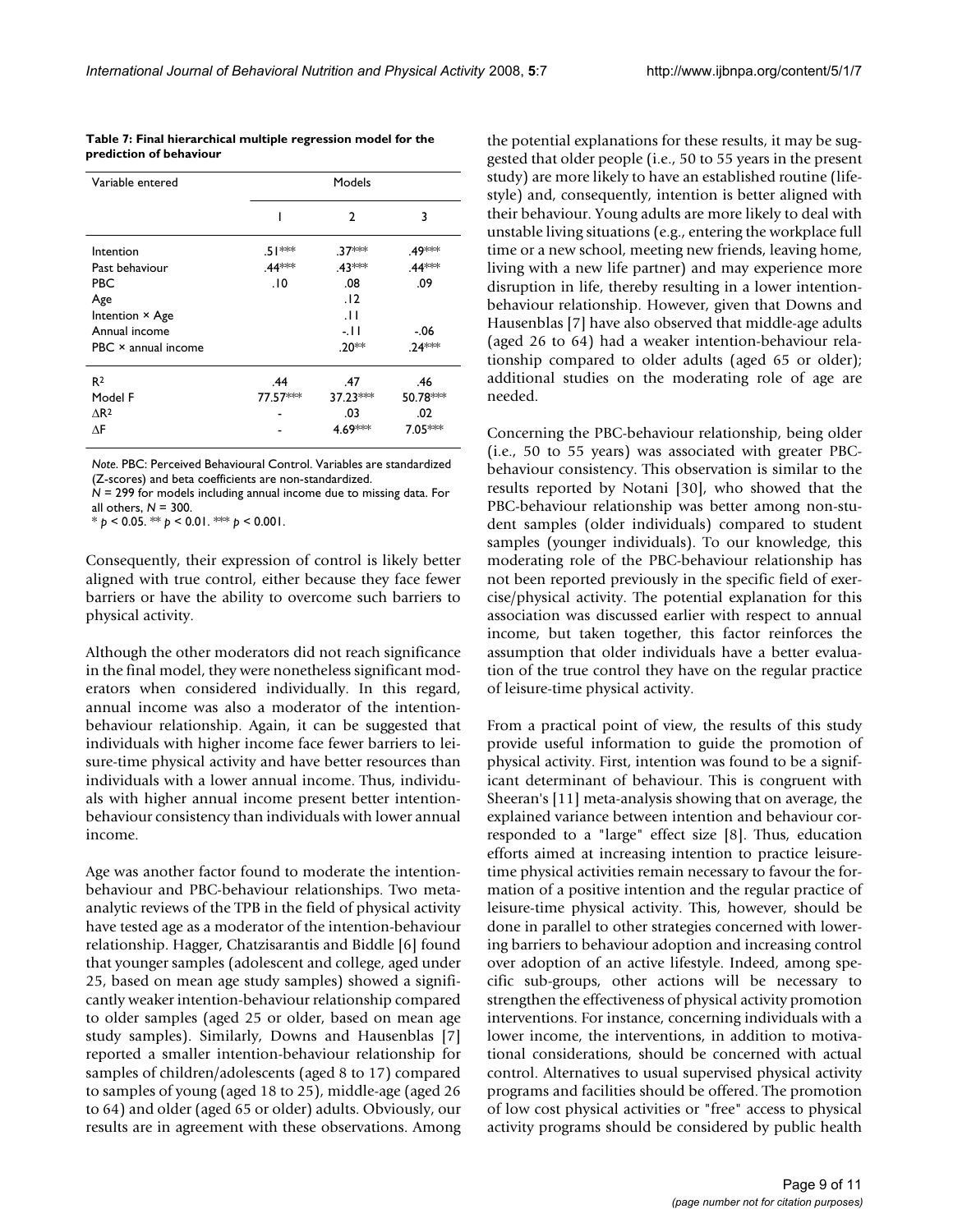**Table 7: Final hierarchical multiple regression model for the prediction of behaviour**

| Variable entered | Models | | |
|---|---|---|---|
| | 1 | 2 | 3 |
| Intention | .51*** | .37*** | .49*** |
| Past behaviour | .44*** | .43*** | .44*** |
| PBC | .10 | .08 | .09 |
| Age | | .12 | |
| Intention × Age | | .11 | |
| Annual income | | -.11 | -.06 |
| PBC × annual income | | .20** | .24*** |
| $R^2$ | .44 | .47 | .46 |
| Model F | 77.57*** | 37.23*** | 50.78*** |
| $\Delta R^2$ | - | .03 | .02 |
| $\Delta F$ | - | 4.69*** | 7.05*** |

*Note*. PBC: Perceived Behavioural Control. Variables are standardized (Z-scores) and beta coefficients are non-standardized.
$N$ = 299 for models including annual income due to missing data. For all others, $N$ = 300.
* $p < 0.05$. ** $p < 0.01$. *** $p < 0.001$.

Consequently, their expression of control is likely better aligned with true control, either because they face fewer barriers or have the ability to overcome such barriers to physical activity.

Although the other moderators did not reach significance in the final model, they were nonetheless significant moderators when considered individually. In this regard, annual income was also a moderator of the intention-behaviour relationship. Again, it can be suggested that individuals with higher income face fewer barriers to leisure-time physical activity and have better resources than individuals with a lower annual income. Thus, individuals with higher annual income present better intention-behaviour consistency than individuals with lower annual income.

Age was another factor found to moderate the intention-behaviour and PBC-behaviour relationships. Two meta-analytic reviews of the TPB in the field of physical activity have tested age as a moderator of the intention-behaviour relationship. Hagger, Chatzisarantis and Biddle [6] found that younger samples (adolescent and college, aged under 25, based on mean age study samples) showed a significantly weaker intention-behaviour relationship compared to older samples (aged 25 or older, based on mean age study samples). Similarly, Downs and Hausenblas [7] reported a smaller intention-behaviour relationship for samples of children/adolescents (aged 8 to 17) compared to samples of young (aged 18 to 25), middle-age (aged 26 to 64) and older (aged 65 or older) adults. Obviously, our results are in agreement with these observations. Among the potential explanations for these results, it may be suggested that older people (i.e., 50 to 55 years in the present study) are more likely to have an established routine (lifestyle) and, consequently, intention is better aligned with their behaviour. Young adults are more likely to deal with unstable living situations (e.g., entering the workplace full time or a new school, meeting new friends, leaving home, living with a new life partner) and may experience more disruption in life, thereby resulting in a lower intention-behaviour relationship. However, given that Downs and Hausenblas [7] have also observed that middle-age adults (aged 26 to 64) had a weaker intention-behaviour relationship compared to older adults (aged 65 or older); additional studies on the moderating role of age are needed.

Concerning the PBC-behaviour relationship, being older (i.e., 50 to 55 years) was associated with greater PBC-behaviour consistency. This observation is similar to the results reported by Notani [30], who showed that the PBC-behaviour relationship was better among non-student samples (older individuals) compared to student samples (younger individuals). To our knowledge, this moderating role of the PBC-behaviour relationship has not been reported previously in the specific field of exercise/physical activity. The potential explanation for this association was discussed earlier with respect to annual income, but taken together, this factor reinforces the assumption that older individuals have a better evaluation of the true control they have on the regular practice of leisure-time physical activity.

From a practical point of view, the results of this study provide useful information to guide the promotion of physical activity. First, intention was found to be a significant determinant of behaviour. This is congruent with Sheeran's [11] meta-analysis showing that on average, the explained variance between intention and behaviour corresponded to a "large" effect size [8]. Thus, education efforts aimed at increasing intention to practice leisure-time physical activities remain necessary to favour the formation of a positive intention and the regular practice of leisure-time physical activity. This, however, should be done in parallel to other strategies concerned with lowering barriers to behaviour adoption and increasing control over adoption of an active lifestyle. Indeed, among specific sub-groups, other actions will be necessary to strengthen the effectiveness of physical activity promotion interventions. For instance, concerning individuals with a lower income, the interventions, in addition to motivational considerations, should be concerned with actual control. Alternatives to usual supervised physical activity programs and facilities should be offered. The promotion of low cost physical activities or "free" access to physical activity programs should be considered by public health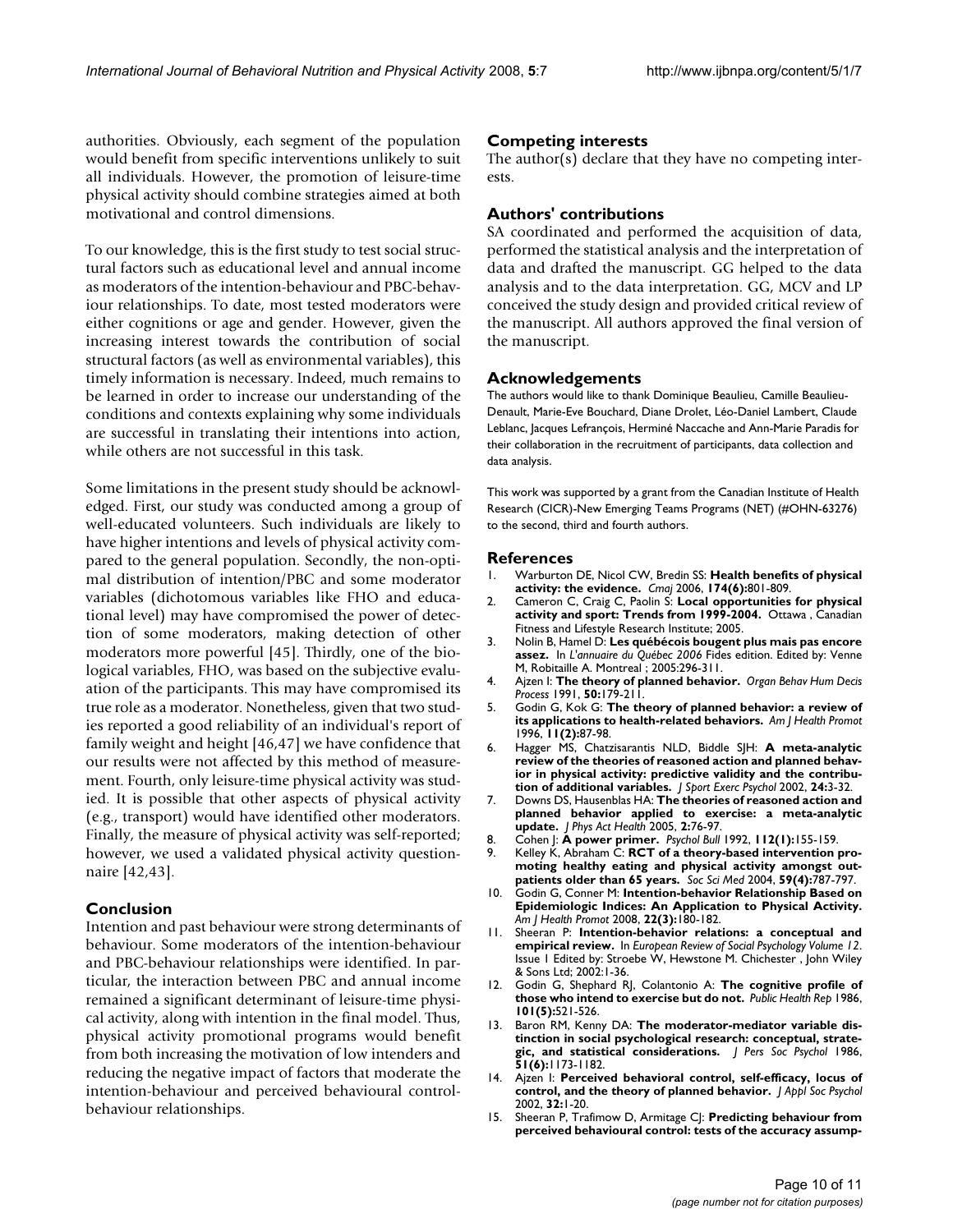authorities. Obviously, each segment of the population would benefit from specific interventions unlikely to suit all individuals. However, the promotion of leisure-time physical activity should combine strategies aimed at both motivational and control dimensions.

To our knowledge, this is the first study to test social structural factors such as educational level and annual income as moderators of the intention-behaviour and PBC-behaviour relationships. To date, most tested moderators were either cognitions or age and gender. However, given the increasing interest towards the contribution of social structural factors (as well as environmental variables), this timely information is necessary. Indeed, much remains to be learned in order to increase our understanding of the conditions and contexts explaining why some individuals are successful in translating their intentions into action, while others are not successful in this task.

Some limitations in the present study should be acknowledged. First, our study was conducted among a group of well-educated volunteers. Such individuals are likely to have higher intentions and levels of physical activity compared to the general population. Secondly, the non-optimal distribution of intention/PBC and some moderator variables (dichotomous variables like FHO and educational level) may have compromised the power of detection of some moderators, making detection of other moderators more powerful [45]. Thirdly, one of the biological variables, FHO, was based on the subjective evaluation of the participants. This may have compromised its true role as a moderator. Nonetheless, given that two studies reported a good reliability of an individual's report of family weight and height [46,47] we have confidence that our results were not affected by this method of measurement. Fourth, only leisure-time physical activity was studied. It is possible that other aspects of physical activity (e.g., transport) would have identified other moderators. Finally, the measure of physical activity was self-reported; however, we used a validated physical activity questionnaire [42,43].

## Conclusion

Intention and past behaviour were strong determinants of behaviour. Some moderators of the intention-behaviour and PBC-behaviour relationships were identified. In particular, the interaction between PBC and annual income remained a significant determinant of leisure-time physical activity, along with intention in the final model. Thus, physical activity promotional programs would benefit from both increasing the motivation of low intenders and reducing the negative impact of factors that moderate the intention-behaviour and perceived behavioural control-behaviour relationships.

## Competing interests

The author(s) declare that they have no competing interests.

## Authors' contributions

SA coordinated and performed the acquisition of data, performed the statistical analysis and the interpretation of data and drafted the manuscript. GG helped to the data analysis and to the data interpretation. GG, MCV and LP conceived the study design and provided critical review of the manuscript. All authors approved the final version of the manuscript.

## Acknowledgements

The authors would like to thank Dominique Beaulieu, Camille Beaulieu-Denault, Marie-Eve Bouchard, Diane Drolet, Léo-Daniel Lambert, Claude Leblanc, Jacques Lefrançois, Herminé Naccache and Ann-Marie Paradis for their collaboration in the recruitment of participants, data collection and data analysis.

This work was supported by a grant from the Canadian Institute of Health Research (CICR)-New Emerging Teams Programs (NET) (#OHN-63276) to the second, third and fourth authors.

## References

1. Warburton DE, Nicol CW, Bredin SS: **Health benefits of physical activity: the evidence.** *Cmaj* 2006, **174(6):**801-809.
2. Cameron C, Craig C, Paolin S: **Local opportunities for physical activity and sport: Trends from 1999-2004.** Ottawa , Canadian Fitness and Lifestyle Research Institute; 2005.
3. Nolin B, Hamel D: **Les québécois bougent plus mais pas encore assez.** In *L'annuaire du Québec 2006* Fides edition. Edited by: Venne M, Robitaille A. Montreal ; 2005:296-311.
4. Ajzen I: **The theory of planned behavior.** *Organ Behav Hum Decis Process* 1991, **50:**179-211.
5. Godin G, Kok G: **The theory of planned behavior: a review of its applications to health-related behaviors.** *Am J Health Promot* 1996, **11(2):**87-98.
6. Hagger MS, Chatzisarantis NLD, Biddle SJH: **A meta-analytic review of the theories of reasoned action and planned behavior in physical activity: predictive validity and the contribution of additional variables.** *J Sport Exerc Psychol* 2002, **24:**3-32.
7. Downs DS, Hausenblas HA: **The theories of reasoned action and planned behavior applied to exercise: a meta-analytic update.** *J Phys Act Health* 2005, **2:**76-97.
8. Cohen J: **A power primer.** *Psychol Bull* 1992, **112(1):**155-159.
9. Kelley K, Abraham C: **RCT of a theory-based intervention promoting healthy eating and physical activity amongst outpatients older than 65 years.** *Soc Sci Med* 2004, **59(4):**787-797.
10. Godin G, Conner M: **Intention-behavior Relationship Based on Epidemiologic Indices: An Application to Physical Activity.** *Am J Health Promot* 2008, **22(3):**180-182.
11. Sheeran P: **Intention-behavior relations: a conceptual and empirical review.** In *European Review of Social Psychology Volume 12*. Issue 1 Edited by: Stroebe W, Hewstone M. Chichester , John Wiley & Sons Ltd; 2002:1-36.
12. Godin G, Shephard RJ, Colantonio A: **The cognitive profile of those who intend to exercise but do not.** *Public Health Rep* 1986, **101(5):**521-526.
13. Baron RM, Kenny DA: **The moderator-mediator variable distinction in social psychological research: conceptual, strategic, and statistical considerations.** *J Pers Soc Psychol* 1986, **51(6):**1173-1182.
14. Ajzen I: **Perceived behavioral control, self-efficacy, locus of control, and the theory of planned behavior.** *J Appl Soc Psychol* 2002, **32:**1-20.
15. Sheeran P, Trafimow D, Armitage CJ: **Predicting behaviour from perceived behavioural control: tests of the accuracy assump-**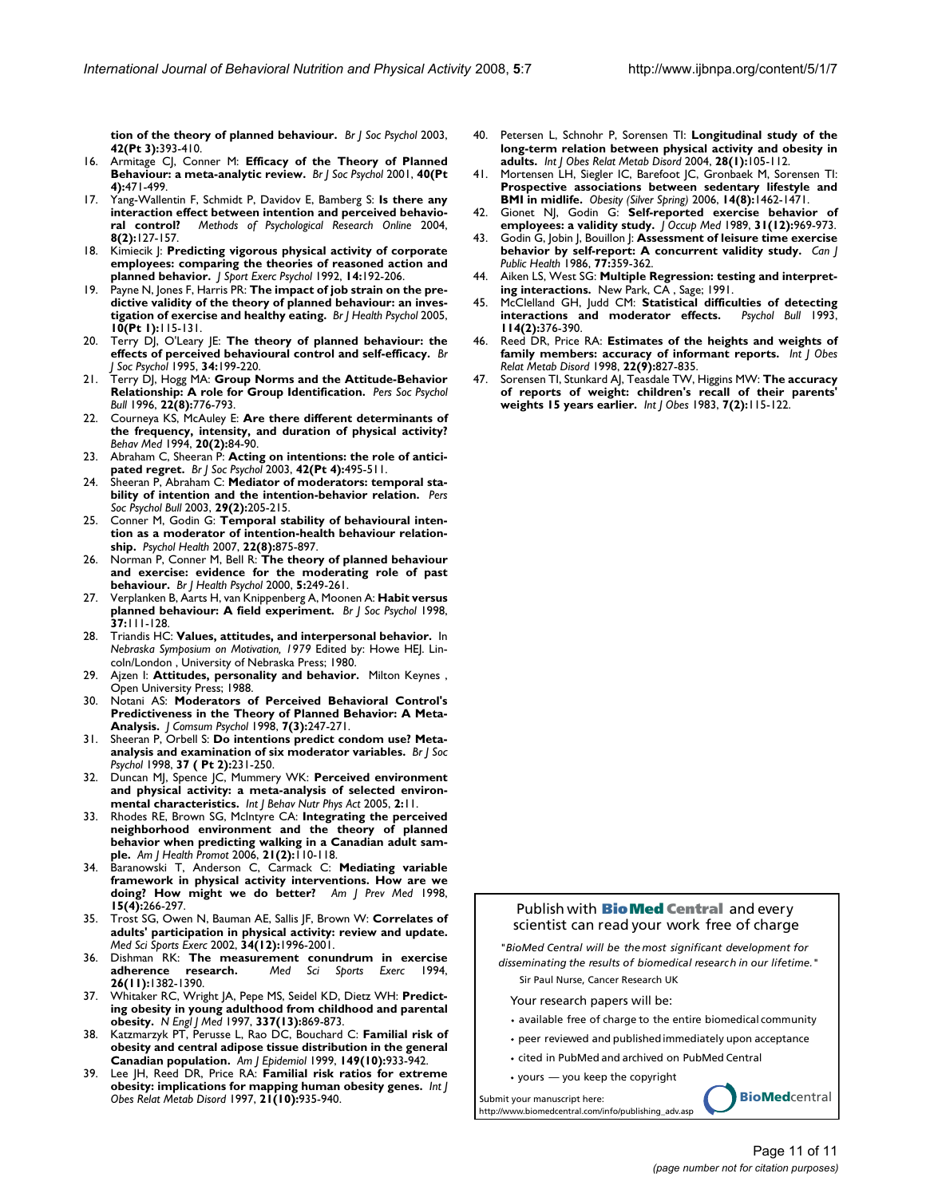tion of the theory of planned behaviour. *Br J Soc Psychol* 2003, **42(Pt 3):**393-410.

16. Armitage CJ, Conner M: **Efficacy of the Theory of Planned Behaviour: a meta-analytic review.** *Br J Soc Psychol* 2001, **40(Pt 4):**471-499.
17. Yang-Wallentin F, Schmidt P, Davidov E, Bamberg S: **Is there any interaction effect between intention and perceived behavioral control?** *Methods of Psychological Research Online* 2004, **8(2):**127-157.
18. Kimiecik J: **Predicting vigorous physical activity of corporate employees: comparing the theories of reasoned action and planned behavior.** *J Sport Exerc Psychol* 1992, **14:**192-206.
19. Payne N, Jones F, Harris PR: **The impact of job strain on the predictive validity of the theory of planned behaviour: an investigation of exercise and healthy eating.** *Br J Health Psychol* 2005, **10(Pt 1):**115-131.
20. Terry DJ, O'Leary JE: **The theory of planned behaviour: the effects of perceived behavioural control and self-efficacy.** *Br J Soc Psychol* 1995, **34:**199-220.
21. Terry DJ, Hogg MA: **Group Norms and the Attitude-Behavior Relationship: A role for Group Identification.** *Pers Soc Psychol Bull* 1996, **22(8):**776-793.
22. Courneya KS, McAuley E: **Are there different determinants of the frequency, intensity, and duration of physical activity?** *Behav Med* 1994, **20(2):**84-90.
23. Abraham C, Sheeran P: **Acting on intentions: the role of anticipated regret.** *Br J Soc Psychol* 2003, **42(Pt 4):**495-511.
24. Sheeran P, Abraham C: **Mediator of moderators: temporal stability of intention and the intention-behavior relation.** *Pers Soc Psychol Bull* 2003, **29(2):**205-215.
25. Conner M, Godin G: **Temporal stability of behavioural intention as a moderator of intention-health behaviour relationship.** *Psychol Health* 2007, **22(8):**875-897.
26. Norman P, Conner M, Bell R: **The theory of planned behaviour and exercise: evidence for the moderating role of past behaviour.** *Br J Health Psychol* 2000, **5:**249-261.
27. Verplanken B, Aarts H, van Knippenberg A, Moonen A: **Habit versus planned behaviour: A field experiment.** *Br J Soc Psychol* 1998, **37:**111-128.
28. Triandis HC: **Values, attitudes, and interpersonal behavior.** In *Nebraska Symposium on Motivation, 1979* Edited by: Howe HEJ. Lincoln/London , University of Nebraska Press; 1980.
29. Ajzen I: **Attitudes, personality and behavior.** Milton Keynes , Open University Press; 1988.
30. Notani AS: **Moderators of Perceived Behavioral Control's Predictiveness in the Theory of Planned Behavior: A Meta-Analysis.** *J Comsum Psychol* 1998, **7(3):**247-271.
31. Sheeran P, Orbell S: **Do intentions predict condom use? Meta-analysis and examination of six moderator variables.** *Br J Soc Psychol* 1998, **37 ( Pt 2):**231-250.
32. Duncan MJ, Spence JC, Mummery WK: **Perceived environment and physical activity: a meta-analysis of selected environmental characteristics.** *Int J Behav Nutr Phys Act* 2005, **2:**11.
33. Rhodes RE, Brown SG, McIntyre CA: **Integrating the perceived neighborhood environment and the theory of planned behavior when predicting walking in a Canadian adult sample.** *Am J Health Promot* 2006, **21(2):**110-118.
34. Baranowski T, Anderson C, Carmack C: **Mediating variable framework in physical activity interventions. How are we doing? How might we do better?** *Am J Prev Med* 1998, **15(4):**266-297.
35. Trost SG, Owen N, Bauman AE, Sallis JF, Brown W: **Correlates of adults' participation in physical activity: review and update.** *Med Sci Sports Exerc* 2002, **34(12):**1996-2001.
36. Dishman RK: **The measurement conundrum in exercise adherence research.** *Med Sci Sports Exerc* 1994, **26(11):**1382-1390.
37. Whitaker RC, Wright JA, Pepe MS, Seidel KD, Dietz WH: **Predicting obesity in young adulthood from childhood and parental obesity.** *N Engl J Med* 1997, **337(13):**869-873.
38. Katzmarzyk PT, Perusse L, Rao DC, Bouchard C: **Familial risk of obesity and central adipose tissue distribution in the general Canadian population.** *Am J Epidemiol* 1999, **149(10):**933-942.
39. Lee JH, Reed DR, Price RA: **Familial risk ratios for extreme obesity: implications for mapping human obesity genes.** *Int J Obes Relat Metab Disord* 1997, **21(10):**935-940.
40. Petersen L, Schnohr P, Sorensen TI: **Longitudinal study of the long-term relation between physical activity and obesity in adults.** *Int J Obes Relat Metab Disord* 2004, **28(1):**105-112.
41. Mortensen LH, Siegler IC, Barefoot JC, Gronbaek M, Sorensen TI: **Prospective associations between sedentary lifestyle and BMI in midlife.** *Obesity (Silver Spring)* 2006, **14(8):**1462-1471.
42. Gionet NJ, Godin G: **Self-reported exercise behavior of employees: a validity study.** *J Occup Med* 1989, **31(12):**969-973.
43. Godin G, Jobin J, Bouillon J: **Assessment of leisure time exercise behavior by self-report: A concurrent validity study.** *Can J Public Health* 1986, **77:**359-362.
44. Aiken LS, West SG: **Multiple Regression: testing and interpreting interactions.** New Park, CA , Sage; 1991.
45. McClelland GH, Judd CM: **Statistical difficulties of detecting interactions and moderator effects.** *Psychol Bull* 1993, **114(2):**376-390.
46. Reed DR, Price RA: **Estimates of the heights and weights of family members: accuracy of informant reports.** *Int J Obes Relat Metab Disord* 1998, **22(9):**827-835.
47. Sorensen TI, Stunkard AJ, Teasdale TW, Higgins MW: **The accuracy of reports of weight: children's recall of their parents' weights 15 years earlier.** *Int J Obes* 1983, **7(2):**115-122.

Publish with **BioMed Central** and every scientist can read your work free of charge

*"BioMed Central will be the most significant development for disseminating the results of biomedical research in our lifetime."*
Sir Paul Nurse, Cancer Research UK

Your research papers will be:

- available free of charge to the entire biomedical community
- peer reviewed and published immediately upon acceptance
- cited in PubMed and archived on PubMed Central
- yours — you keep the copyright

Submit your manuscript here:
http://www.biomedcentral.com/info/publishing_adv.asp

BioMedcentral